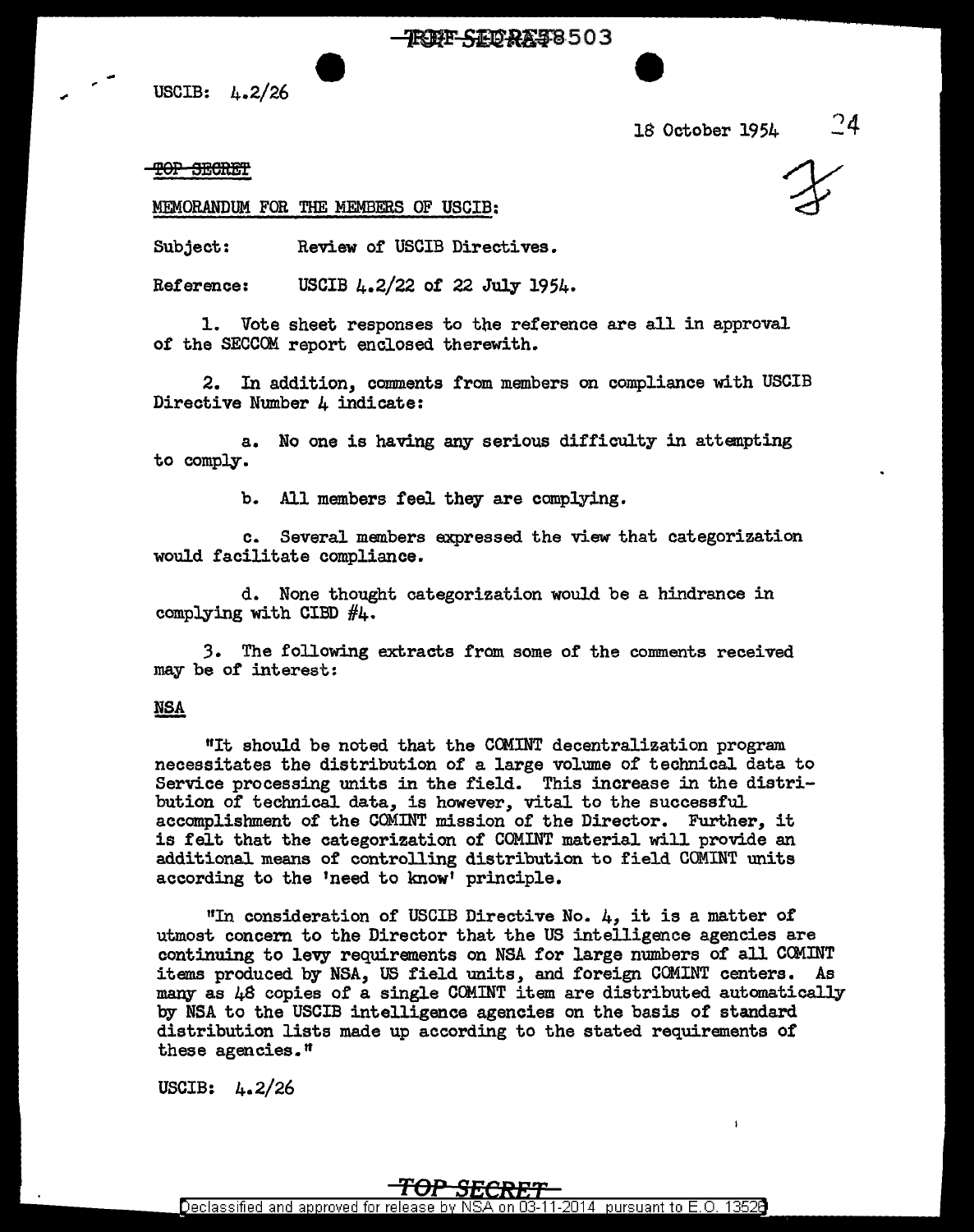USCIB: 4.2/26

18 October 1954

~~TOP SECRET~~

MEMORANDUM FOR THE MEMBERS OF USCIB:

Subject: Review of USCIB Directives.

Reference: USCIB 4.2/22 of 22 July 1954.

1. Vote sheet responses to the reference are all in approval of the SECCOM report enclosed therewith.

2. In addition, comments from members on compliance with USCIB Directive Number 4 indicate:

a. No one is having any serious difficulty in attempting to comply.

b. All members feel they are complying.

c. Several members expressed the view that categorization would facilitate compliance.

d. None thought categorization would be a hindrance in complying with CIBD #4.

3. The following extracts from some of the comments received may be of interest:

NSA

"It should be noted that the COMINT decentralization program necessitates the distribution of a large volume of technical data to Service processing units in the field. This increase in the distribution of technical data, is however, vital to the successful accomplishment of the COMINT mission of the Director. Further, it is felt that the categorization of COMINT material will provide an additional means of controlling distribution to field COMINT units according to the 'need to know' principle.

"In consideration of USCIB Directive No. 4, it is a matter of utmost concern to the Director that the US intelligence agencies are continuing to levy requirements on NSA for large numbers of all COMINT items produced by NSA, US field units, and foreign COMINT centers. As many as 48 copies of a single COMINT item are distributed automatically by NSA to the USCIB intelligence agencies on the basis of standard distribution lists made up according to the stated requirements of these agencies."

USCIB: 4.2/26

TOP SECRET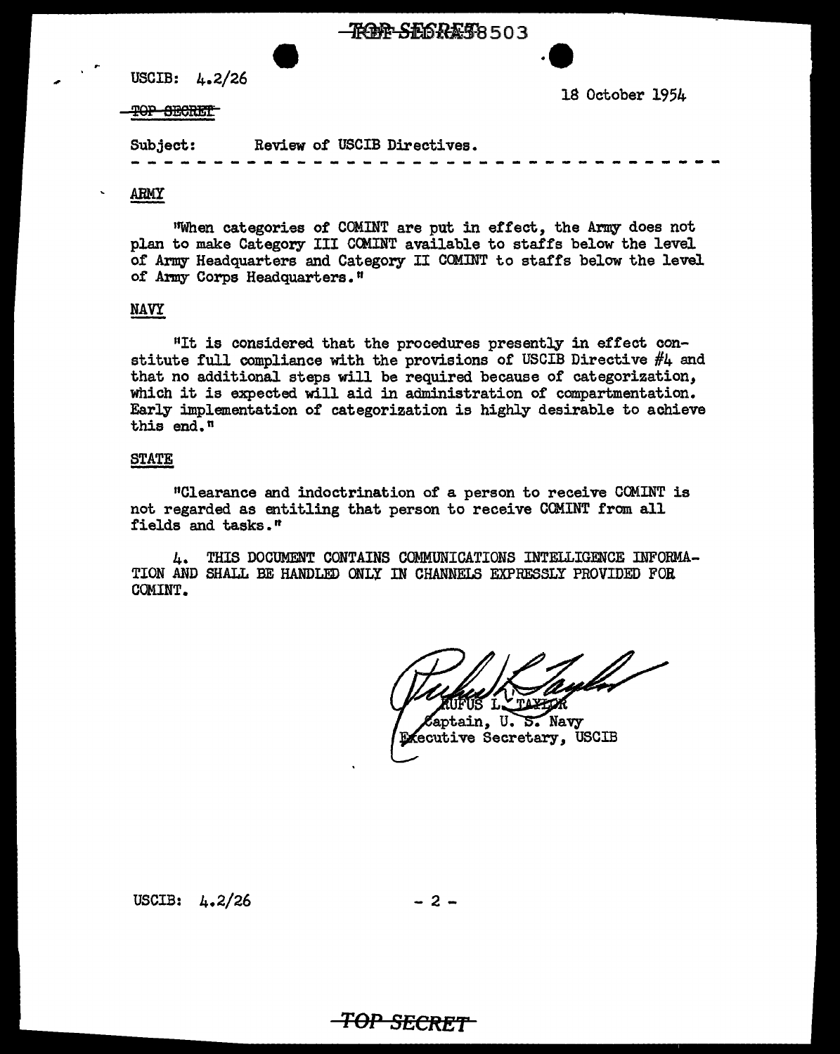USCIB: 4.2/26

~~TOP SECRET~~

18 October 1954

Subject: Review of USCIB Directives.

ARMY

"When categories of COMINT are put in effect, the Army does not plan to make Category III COMINT available to staffs below the level of Army Headquarters and Category II COMINT to staffs below the level of Army Corps Headquarters."

NAVY

"It is considered that the procedures presently in effect constitute full compliance with the provisions of USCIB Directive #4 and that no additional steps will be required because of categorization, which it is expected will aid in administration of compartmentation. Early implementation of categorization is highly desirable to achieve this end."

STATE

"Clearance and indoctrination of a person to receive COMINT is not regarded as entitling that person to receive COMINT from all fields and tasks."

4. THIS DOCUMENT CONTAINS COMMUNICATIONS INTELLIGENCE INFORMATION AND SHALL BE HANDLED ONLY IN CHANNELS EXPRESSLY PROVIDED FOR COMINT.

RUFUS L. TAYLOR
Captain, U. S. Navy
Executive Secretary, USCIB

USCIB: 4.2/26